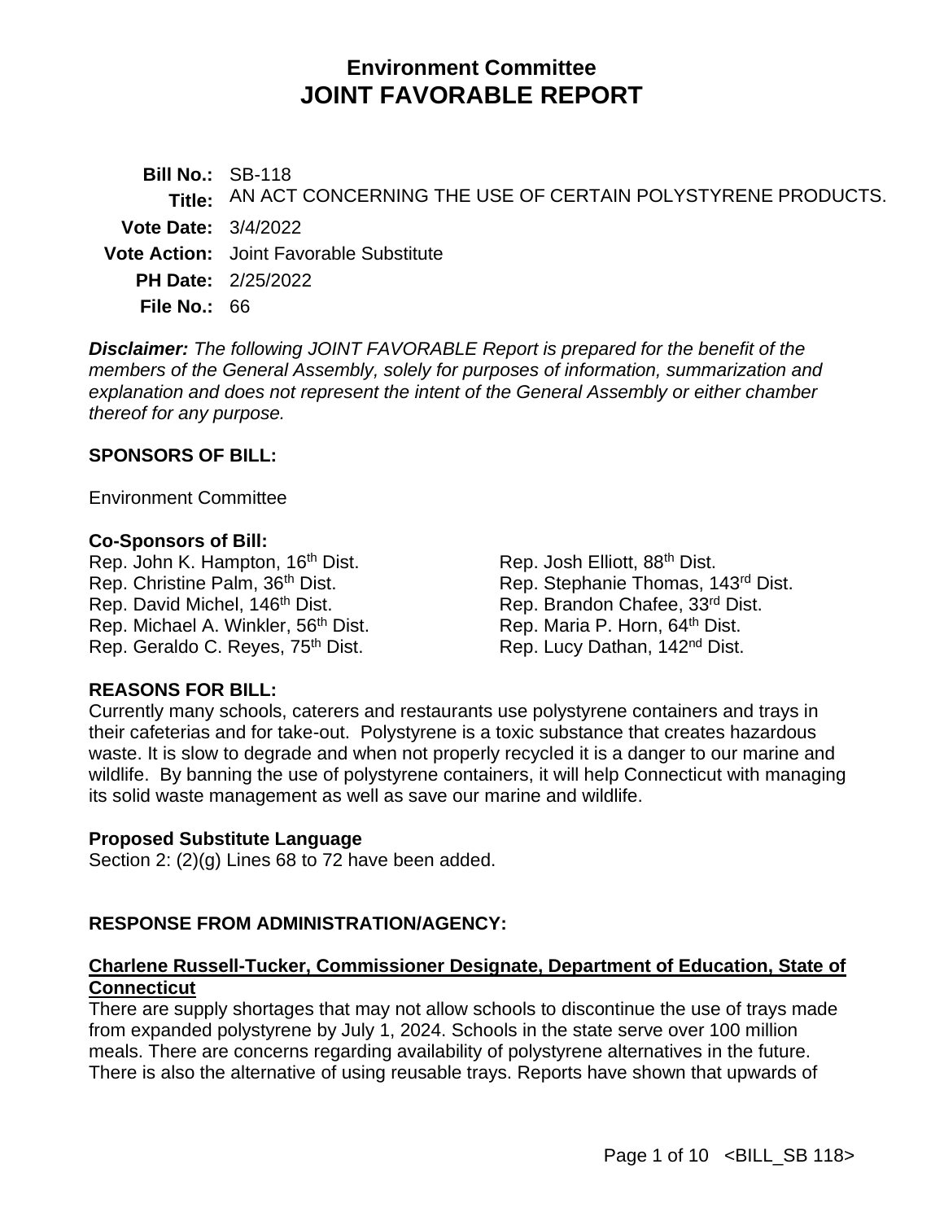# Environment Committee
# JOINT FAVORABLE REPORT

**Bill No.:** SB-118
**Title:** AN ACT CONCERNING THE USE OF CERTAIN POLYSTYRENE PRODUCTS.
**Vote Date:** 3/4/2022
**Vote Action:** Joint Favorable Substitute
**PH Date:** 2/25/2022
**File No.:** 66

***Disclaimer:*** *The following JOINT FAVORABLE Report is prepared for the benefit of the members of the General Assembly, solely for purposes of information, summarization and explanation and does not represent the intent of the General Assembly or either chamber thereof for any purpose.*

**SPONSORS OF BILL:**

Environment Committee

**Co-Sponsors of Bill:**

Rep. John K. Hampton, 16th Dist.
Rep. Christine Palm, 36th Dist.
Rep. David Michel, 146th Dist.
Rep. Michael A. Winkler, 56th Dist.
Rep. Geraldo C. Reyes, 75th Dist.
Rep. Josh Elliott, 88th Dist.
Rep. Stephanie Thomas, 143rd Dist.
Rep. Brandon Chafee, 33rd Dist.
Rep. Maria P. Horn, 64th Dist.
Rep. Lucy Dathan, 142nd Dist.

**REASONS FOR BILL:**

Currently many schools, caterers and restaurants use polystyrene containers and trays in their cafeterias and for take-out. Polystyrene is a toxic substance that creates hazardous waste. It is slow to degrade and when not properly recycled it is a danger to our marine and wildlife. By banning the use of polystyrene containers, it will help Connecticut with managing its solid waste management as well as save our marine and wildlife.

**Proposed Substitute Language**

Section 2: (2)(g) Lines 68 to 72 have been added.

**RESPONSE FROM ADMINISTRATION/AGENCY:**

**Charlene Russell-Tucker, Commissioner Designate, Department of Education, State of Connecticut**

There are supply shortages that may not allow schools to discontinue the use of trays made from expanded polystyrene by July 1, 2024. Schools in the state serve over 100 million meals. There are concerns regarding availability of polystyrene alternatives in the future. There is also the alternative of using reusable trays. Reports have shown that upwards of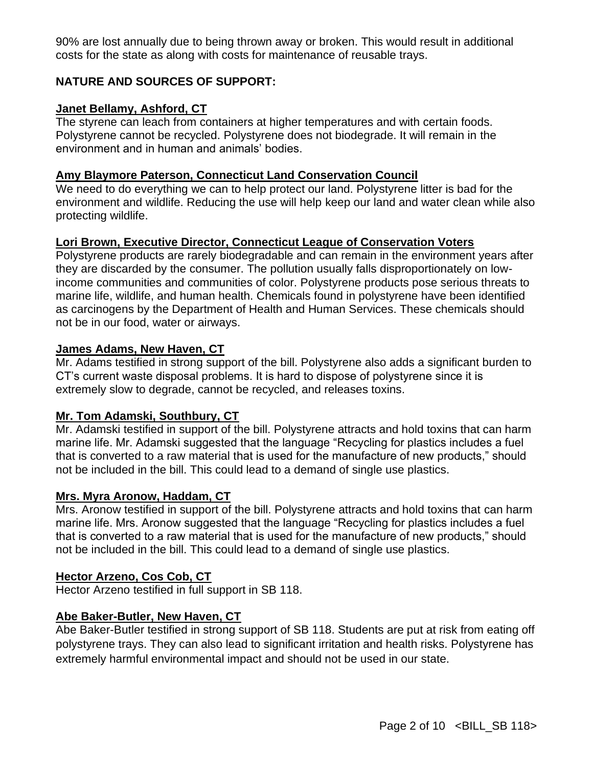90% are lost annually due to being thrown away or broken. This would result in additional costs for the state as along with costs for maintenance of reusable trays.

**NATURE AND SOURCES OF SUPPORT:**

**Janet Bellamy, Ashford, CT**

The styrene can leach from containers at higher temperatures and with certain foods. Polystyrene cannot be recycled. Polystyrene does not biodegrade. It will remain in the environment and in human and animals' bodies.

**Amy Blaymore Paterson, Connecticut Land Conservation Council**

We need to do everything we can to help protect our land. Polystyrene litter is bad for the environment and wildlife. Reducing the use will help keep our land and water clean while also protecting wildlife.

**Lori Brown, Executive Director, Connecticut League of Conservation Voters**

Polystyrene products are rarely biodegradable and can remain in the environment years after they are discarded by the consumer. The pollution usually falls disproportionately on low-income communities and communities of color. Polystyrene products pose serious threats to marine life, wildlife, and human health. Chemicals found in polystyrene have been identified as carcinogens by the Department of Health and Human Services. These chemicals should not be in our food, water or airways.

**James Adams, New Haven, CT**

Mr. Adams testified in strong support of the bill. Polystyrene also adds a significant burden to CT's current waste disposal problems. It is hard to dispose of polystyrene since it is extremely slow to degrade, cannot be recycled, and releases toxins.

**Mr. Tom Adamski, Southbury, CT**

Mr. Adamski testified in support of the bill. Polystyrene attracts and hold toxins that can harm marine life. Mr. Adamski suggested that the language "Recycling for plastics includes a fuel that is converted to a raw material that is used for the manufacture of new products," should not be included in the bill. This could lead to a demand of single use plastics.

**Mrs. Myra Aronow, Haddam, CT**

Mrs. Aronow testified in support of the bill. Polystyrene attracts and hold toxins that can harm marine life. Mrs. Aronow suggested that the language "Recycling for plastics includes a fuel that is converted to a raw material that is used for the manufacture of new products," should not be included in the bill. This could lead to a demand of single use plastics.

**Hector Arzeno, Cos Cob, CT**

Hector Arzeno testified in full support in SB 118.

**Abe Baker-Butler, New Haven, CT**

Abe Baker-Butler testified in strong support of SB 118. Students are put at risk from eating off polystyrene trays. They can also lead to significant irritation and health risks. Polystyrene has extremely harmful environmental impact and should not be used in our state.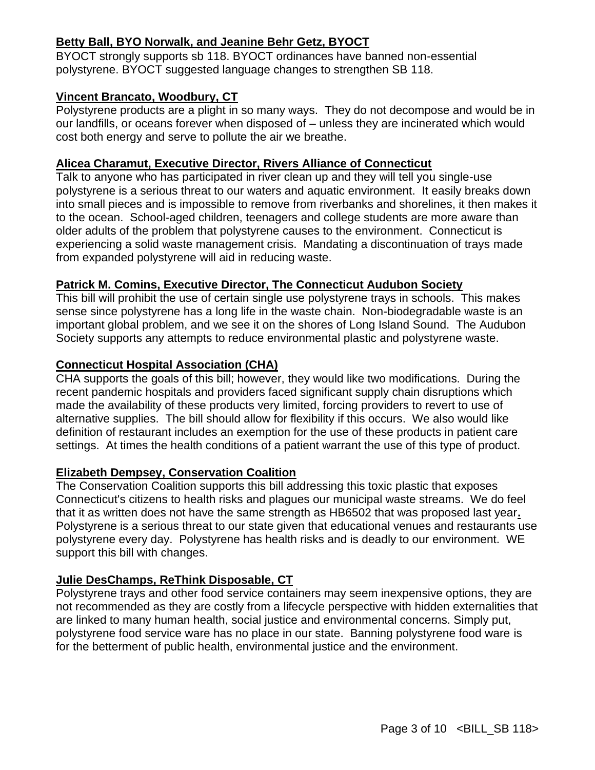**Betty Ball, BYO Norwalk, and Jeanine Behr Getz, BYOCT**

BYOCT strongly supports sb 118. BYOCT ordinances have banned non-essential polystyrene. BYOCT suggested language changes to strengthen SB 118.

**Vincent Brancato, Woodbury, CT**

Polystyrene products are a plight in so many ways. They do not decompose and would be in our landfills, or oceans forever when disposed of – unless they are incinerated which would cost both energy and serve to pollute the air we breathe.

**Alicea Charamut, Executive Director, Rivers Alliance of Connecticut**

Talk to anyone who has participated in river clean up and they will tell you single-use polystyrene is a serious threat to our waters and aquatic environment. It easily breaks down into small pieces and is impossible to remove from riverbanks and shorelines, it then makes it to the ocean. School-aged children, teenagers and college students are more aware than older adults of the problem that polystyrene causes to the environment. Connecticut is experiencing a solid waste management crisis. Mandating a discontinuation of trays made from expanded polystyrene will aid in reducing waste.

**Patrick M. Comins, Executive Director, The Connecticut Audubon Society**

This bill will prohibit the use of certain single use polystyrene trays in schools. This makes sense since polystyrene has a long life in the waste chain. Non-biodegradable waste is an important global problem, and we see it on the shores of Long Island Sound. The Audubon Society supports any attempts to reduce environmental plastic and polystyrene waste.

**Connecticut Hospital Association (CHA)**

CHA supports the goals of this bill; however, they would like two modifications. During the recent pandemic hospitals and providers faced significant supply chain disruptions which made the availability of these products very limited, forcing providers to revert to use of alternative supplies. The bill should allow for flexibility if this occurs. We also would like definition of restaurant includes an exemption for the use of these products in patient care settings. At times the health conditions of a patient warrant the use of this type of product.

**Elizabeth Dempsey, Conservation Coalition**

The Conservation Coalition supports this bill addressing this toxic plastic that exposes Connecticut's citizens to health risks and plagues our municipal waste streams. We do feel that it as written does not have the same strength as HB6502 that was proposed last year. Polystyrene is a serious threat to our state given that educational venues and restaurants use polystyrene every day. Polystyrene has health risks and is deadly to our environment. WE support this bill with changes.

**Julie DesChamps, ReThink Disposable, CT**

Polystyrene trays and other food service containers may seem inexpensive options, they are not recommended as they are costly from a lifecycle perspective with hidden externalities that are linked to many human health, social justice and environmental concerns. Simply put, polystyrene food service ware has no place in our state. Banning polystyrene food ware is for the betterment of public health, environmental justice and the environment.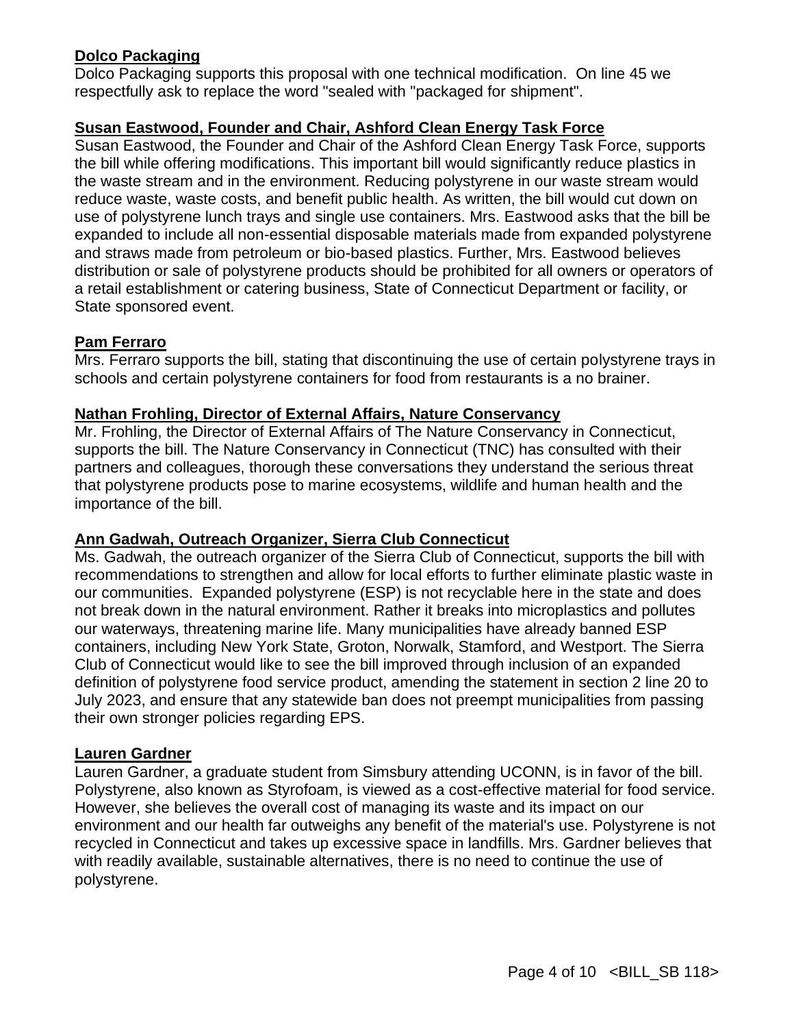**Dolco Packaging**
Dolco Packaging supports this proposal with one technical modification. On line 45 we respectfully ask to replace the word "sealed with "packaged for shipment".

**Susan Eastwood, Founder and Chair, Ashford Clean Energy Task Force**
Susan Eastwood, the Founder and Chair of the Ashford Clean Energy Task Force, supports the bill while offering modifications. This important bill would significantly reduce plastics in the waste stream and in the environment. Reducing polystyrene in our waste stream would reduce waste, waste costs, and benefit public health. As written, the bill would cut down on use of polystyrene lunch trays and single use containers. Mrs. Eastwood asks that the bill be expanded to include all non-essential disposable materials made from expanded polystyrene and straws made from petroleum or bio-based plastics. Further, Mrs. Eastwood believes distribution or sale of polystyrene products should be prohibited for all owners or operators of a retail establishment or catering business, State of Connecticut Department or facility, or State sponsored event.

**Pam Ferraro**
Mrs. Ferraro supports the bill, stating that discontinuing the use of certain polystyrene trays in schools and certain polystyrene containers for food from restaurants is a no brainer.

**Nathan Frohling, Director of External Affairs, Nature Conservancy**
Mr. Frohling, the Director of External Affairs of The Nature Conservancy in Connecticut, supports the bill. The Nature Conservancy in Connecticut (TNC) has consulted with their partners and colleagues, thorough these conversations they understand the serious threat that polystyrene products pose to marine ecosystems, wildlife and human health and the importance of the bill.

**Ann Gadwah, Outreach Organizer, Sierra Club Connecticut**
Ms. Gadwah, the outreach organizer of the Sierra Club of Connecticut, supports the bill with recommendations to strengthen and allow for local efforts to further eliminate plastic waste in our communities. Expanded polystyrene (ESP) is not recyclable here in the state and does not break down in the natural environment. Rather it breaks into microplastics and pollutes our waterways, threatening marine life. Many municipalities have already banned ESP containers, including New York State, Groton, Norwalk, Stamford, and Westport. The Sierra Club of Connecticut would like to see the bill improved through inclusion of an expanded definition of polystyrene food service product, amending the statement in section 2 line 20 to July 2023, and ensure that any statewide ban does not preempt municipalities from passing their own stronger policies regarding EPS.

**Lauren Gardner**
Lauren Gardner, a graduate student from Simsbury attending UCONN, is in favor of the bill. Polystyrene, also known as Styrofoam, is viewed as a cost-effective material for food service. However, she believes the overall cost of managing its waste and its impact on our environment and our health far outweighs any benefit of the material's use. Polystyrene is not recycled in Connecticut and takes up excessive space in landfills. Mrs. Gardner believes that with readily available, sustainable alternatives, there is no need to continue the use of polystyrene.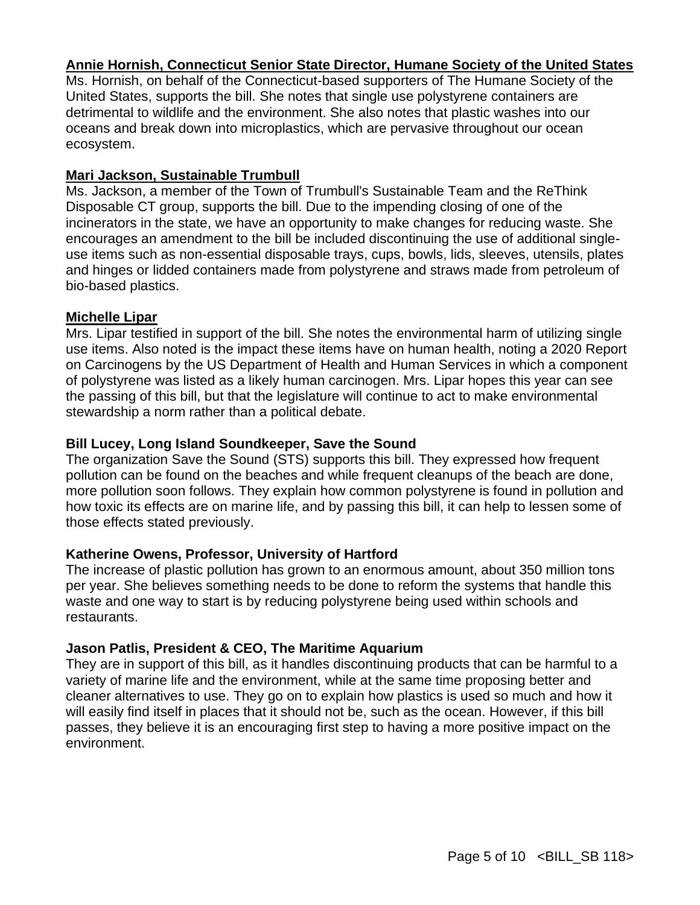**<u>Annie Hornish, Connecticut Senior State Director, Humane Society of the United States</u>**
Ms. Hornish, on behalf of the Connecticut-based supporters of The Humane Society of the United States, supports the bill. She notes that single use polystyrene containers are detrimental to wildlife and the environment. She also notes that plastic washes into our oceans and break down into microplastics, which are pervasive throughout our ocean ecosystem.

**<u>Mari Jackson, Sustainable Trumbull</u>**
Ms. Jackson, a member of the Town of Trumbull's Sustainable Team and the ReThink Disposable CT group, supports the bill. Due to the impending closing of one of the incinerators in the state, we have an opportunity to make changes for reducing waste. She encourages an amendment to the bill be included discontinuing the use of additional single-use items such as non-essential disposable trays, cups, bowls, lids, sleeves, utensils, plates and hinges or lidded containers made from polystyrene and straws made from petroleum of bio-based plastics.

**<u>Michelle Lipar</u>**
Mrs. Lipar testified in support of the bill. She notes the environmental harm of utilizing single use items. Also noted is the impact these items have on human health, noting a 2020 Report on Carcinogens by the US Department of Health and Human Services in which a component of polystyrene was listed as a likely human carcinogen. Mrs. Lipar hopes this year can see the passing of this bill, but that the legislature will continue to act to make environmental stewardship a norm rather than a political debate.

**Bill Lucey, Long Island Soundkeeper, Save the Sound**
The organization Save the Sound (STS) supports this bill. They expressed how frequent pollution can be found on the beaches and while frequent cleanups of the beach are done, more pollution soon follows. They explain how common polystyrene is found in pollution and how toxic its effects are on marine life, and by passing this bill, it can help to lessen some of those effects stated previously.

**Katherine Owens, Professor, University of Hartford**
The increase of plastic pollution has grown to an enormous amount, about 350 million tons per year. She believes something needs to be done to reform the systems that handle this waste and one way to start is by reducing polystyrene being used within schools and restaurants.

**Jason Patlis, President & CEO, The Maritime Aquarium**
They are in support of this bill, as it handles discontinuing products that can be harmful to a variety of marine life and the environment, while at the same time proposing better and cleaner alternatives to use. They go on to explain how plastics is used so much and how it will easily find itself in places that it should not be, such as the ocean. However, if this bill passes, they believe it is an encouraging first step to having a more positive impact on the environment.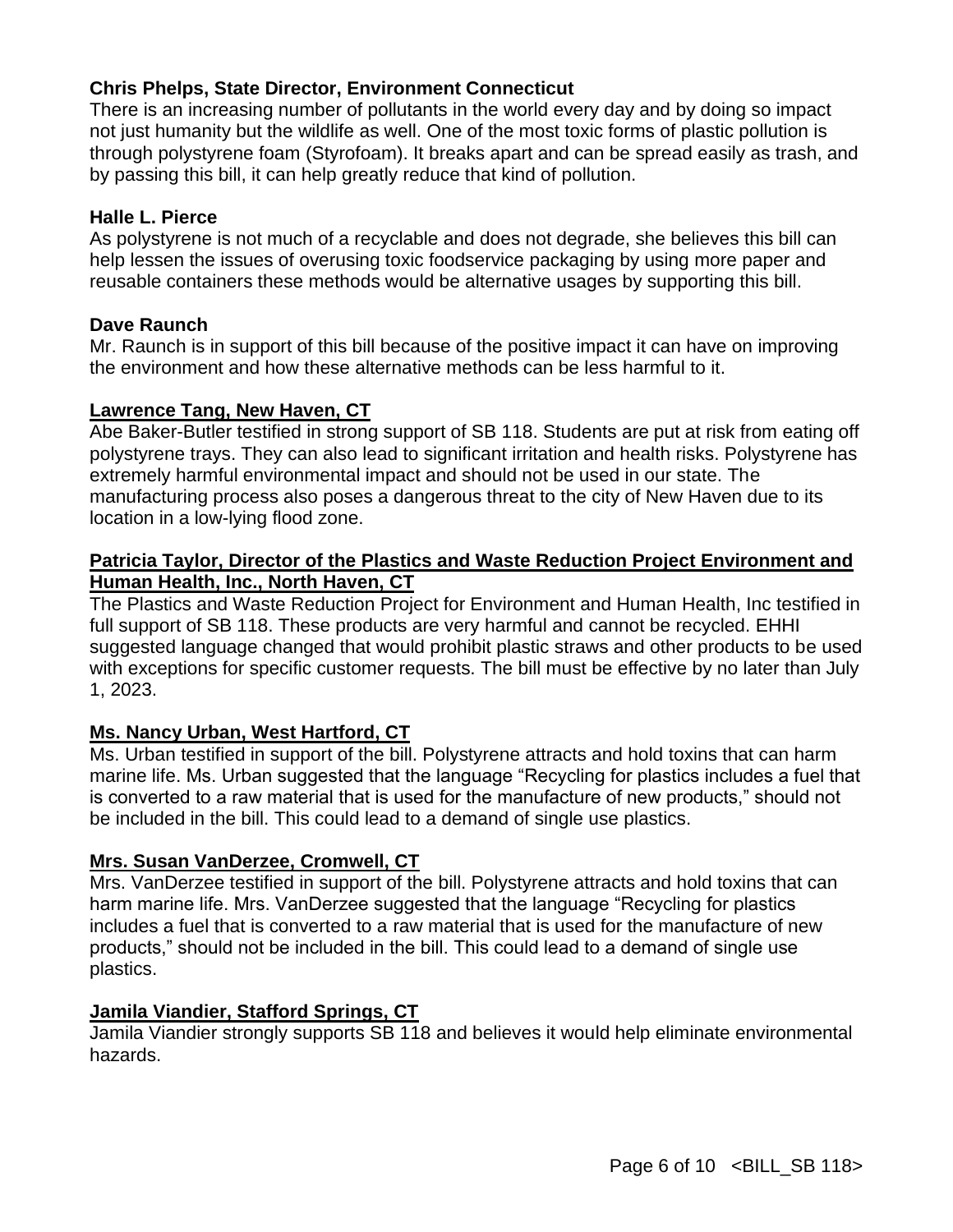**Chris Phelps, State Director, Environment Connecticut**
There is an increasing number of pollutants in the world every day and by doing so impact not just humanity but the wildlife as well. One of the most toxic forms of plastic pollution is through polystyrene foam (Styrofoam). It breaks apart and can be spread easily as trash, and by passing this bill, it can help greatly reduce that kind of pollution.

**Halle L. Pierce**
As polystyrene is not much of a recyclable and does not degrade, she believes this bill can help lessen the issues of overusing toxic foodservice packaging by using more paper and reusable containers these methods would be alternative usages by supporting this bill.

**Dave Raunch**
Mr. Raunch is in support of this bill because of the positive impact it can have on improving the environment and how these alternative methods can be less harmful to it.

**Lawrence Tang, New Haven, CT**
Abe Baker-Butler testified in strong support of SB 118. Students are put at risk from eating off polystyrene trays. They can also lead to significant irritation and health risks. Polystyrene has extremely harmful environmental impact and should not be used in our state. The manufacturing process also poses a dangerous threat to the city of New Haven due to its location in a low-lying flood zone.

**Patricia Taylor, Director of the Plastics and Waste Reduction Project Environment and Human Health, Inc., North Haven, CT**
The Plastics and Waste Reduction Project for Environment and Human Health, Inc testified in full support of SB 118. These products are very harmful and cannot be recycled. EHHI suggested language changed that would prohibit plastic straws and other products to be used with exceptions for specific customer requests. The bill must be effective by no later than July 1, 2023.

**Ms. Nancy Urban, West Hartford, CT**
Ms. Urban testified in support of the bill. Polystyrene attracts and hold toxins that can harm marine life. Ms. Urban suggested that the language "Recycling for plastics includes a fuel that is converted to a raw material that is used for the manufacture of new products," should not be included in the bill. This could lead to a demand of single use plastics.

**Mrs. Susan VanDerzee, Cromwell, CT**
Mrs. VanDerzee testified in support of the bill. Polystyrene attracts and hold toxins that can harm marine life. Mrs. VanDerzee suggested that the language "Recycling for plastics includes a fuel that is converted to a raw material that is used for the manufacture of new products," should not be included in the bill. This could lead to a demand of single use plastics.

**Jamila Viandier, Stafford Springs, CT**
Jamila Viandier strongly supports SB 118 and believes it would help eliminate environmental hazards.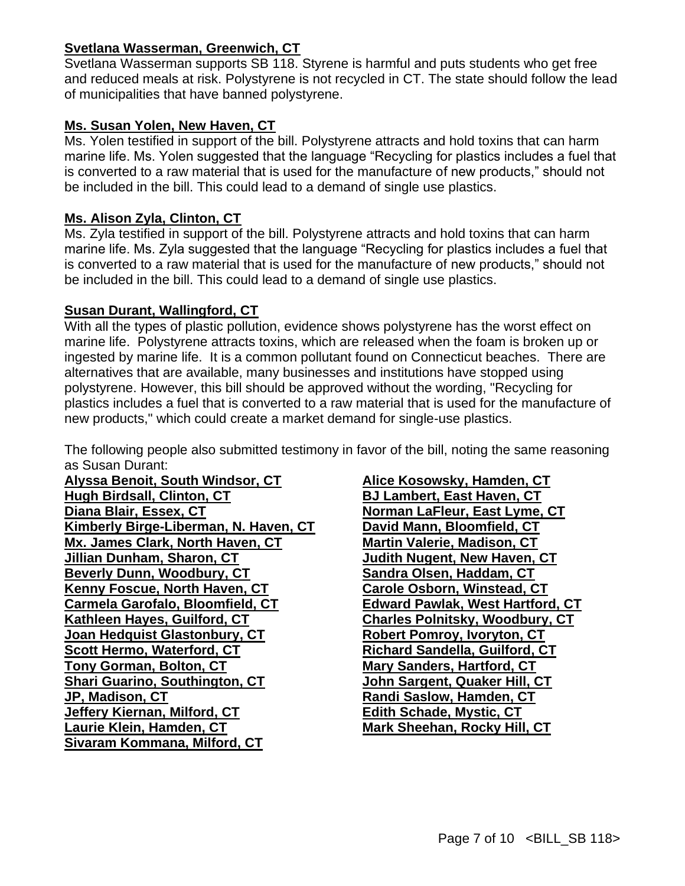**Svetlana Wasserman, Greenwich, CT**

Svetlana Wasserman supports SB 118. Styrene is harmful and puts students who get free and reduced meals at risk. Polystyrene is not recycled in CT. The state should follow the lead of municipalities that have banned polystyrene.

**Ms. Susan Yolen, New Haven, CT**

Ms. Yolen testified in support of the bill. Polystyrene attracts and hold toxins that can harm marine life. Ms. Yolen suggested that the language "Recycling for plastics includes a fuel that is converted to a raw material that is used for the manufacture of new products," should not be included in the bill. This could lead to a demand of single use plastics.

**Ms. Alison Zyla, Clinton, CT**

Ms. Zyla testified in support of the bill. Polystyrene attracts and hold toxins that can harm marine life. Ms. Zyla suggested that the language "Recycling for plastics includes a fuel that is converted to a raw material that is used for the manufacture of new products," should not be included in the bill. This could lead to a demand of single use plastics.

**Susan Durant, Wallingford, CT**

With all the types of plastic pollution, evidence shows polystyrene has the worst effect on marine life. Polystyrene attracts toxins, which are released when the foam is broken up or ingested by marine life. It is a common pollutant found on Connecticut beaches. There are alternatives that are available, many businesses and institutions have stopped using polystyrene. However, this bill should be approved without the wording, "Recycling for plastics includes a fuel that is converted to a raw material that is used for the manufacture of new products," which could create a market demand for single-use plastics.

The following people also submitted testimony in favor of the bill, noting the same reasoning as Susan Durant:

**Alyssa Benoit, South Windsor, CT**
**Hugh Birdsall, Clinton, CT**
**Diana Blair, Essex, CT**
**Kimberly Birge-Liberman, N. Haven, CT**
**Mx. James Clark, North Haven, CT**
**Jillian Dunham, Sharon, CT**
**Beverly Dunn, Woodbury, CT**
**Kenny Foscue, North Haven, CT**
**Carmela Garofalo, Bloomfield, CT**
**Kathleen Hayes, Guilford, CT**
**Joan Hedquist Glastonbury, CT**
**Scott Hermo, Waterford, CT**
**Tony Gorman, Bolton, CT**
**Shari Guarino, Southington, CT**
**JP, Madison, CT**
**Jeffery Kiernan, Milford, CT**
**Laurie Klein, Hamden, CT**
**Sivaram Kommana, Milford, CT**
**Alice Kosowsky, Hamden, CT**
**BJ Lambert, East Haven, CT**
**Norman LaFleur, East Lyme, CT**
**David Mann, Bloomfield, CT**
**Martin Valerie, Madison, CT**
**Judith Nugent, New Haven, CT**
**Sandra Olsen, Haddam, CT**
**Carole Osborn, Winstead, CT**
**Edward Pawlak, West Hartford, CT**
**Charles Polnitsky, Woodbury, CT**
**Robert Pomroy, Ivoryton, CT**
**Richard Sandella, Guilford, CT**
**Mary Sanders, Hartford, CT**
**John Sargent, Quaker Hill, CT**
**Randi Saslow, Hamden, CT**
**Edith Schade, Mystic, CT**
**Mark Sheehan, Rocky Hill, CT**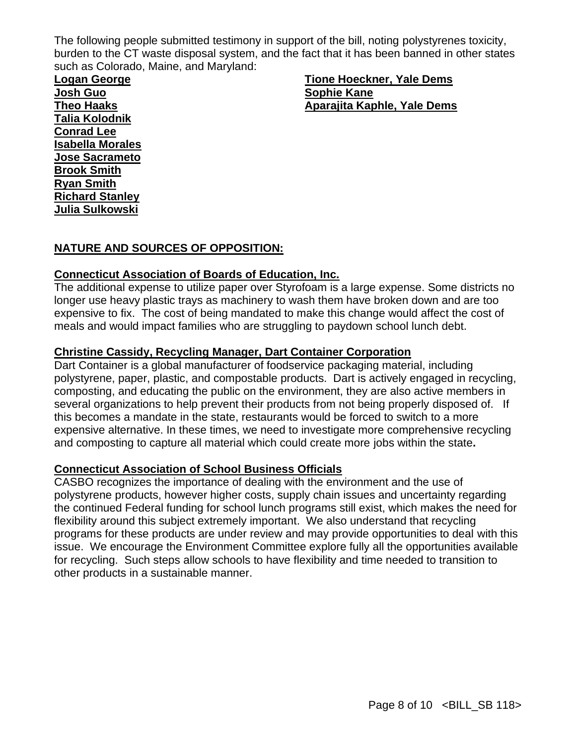The following people submitted testimony in support of the bill, noting polystyrenes toxicity, burden to the CT waste disposal system, and the fact that it has been banned in other states such as Colorado, Maine, and Maryland:

**Logan George**
**Josh Guo**
**Theo Haaks**
**Talia Kolodnik**
**Conrad Lee**
**Isabella Morales**
**Jose Sacrameto**
**Brook Smith**
**Ryan Smith**
**Richard Stanley**
**Julia Sulkowski**
**Tione Hoeckner, Yale Dems**
**Sophie Kane**
**Aparajita Kaphle, Yale Dems**

## NATURE AND SOURCES OF OPPOSITION:

**Connecticut Association of Boards of Education, Inc.**
The additional expense to utilize paper over Styrofoam is a large expense. Some districts no longer use heavy plastic trays as machinery to wash them have broken down and are too expensive to fix. The cost of being mandated to make this change would affect the cost of meals and would impact families who are struggling to paydown school lunch debt.

**Christine Cassidy, Recycling Manager, Dart Container Corporation**
Dart Container is a global manufacturer of foodservice packaging material, including polystyrene, paper, plastic, and compostable products. Dart is actively engaged in recycling, composting, and educating the public on the environment, they are also active members in several organizations to help prevent their products from not being properly disposed of. If this becomes a mandate in the state, restaurants would be forced to switch to a more expensive alternative. In these times, we need to investigate more comprehensive recycling and composting to capture all material which could create more jobs within the state**.**

**Connecticut Association of School Business Officials**
CASBO recognizes the importance of dealing with the environment and the use of polystyrene products, however higher costs, supply chain issues and uncertainty regarding the continued Federal funding for school lunch programs still exist, which makes the need for flexibility around this subject extremely important. We also understand that recycling programs for these products are under review and may provide opportunities to deal with this issue. We encourage the Environment Committee explore fully all the opportunities available for recycling. Such steps allow schools to have flexibility and time needed to transition to other products in a sustainable manner.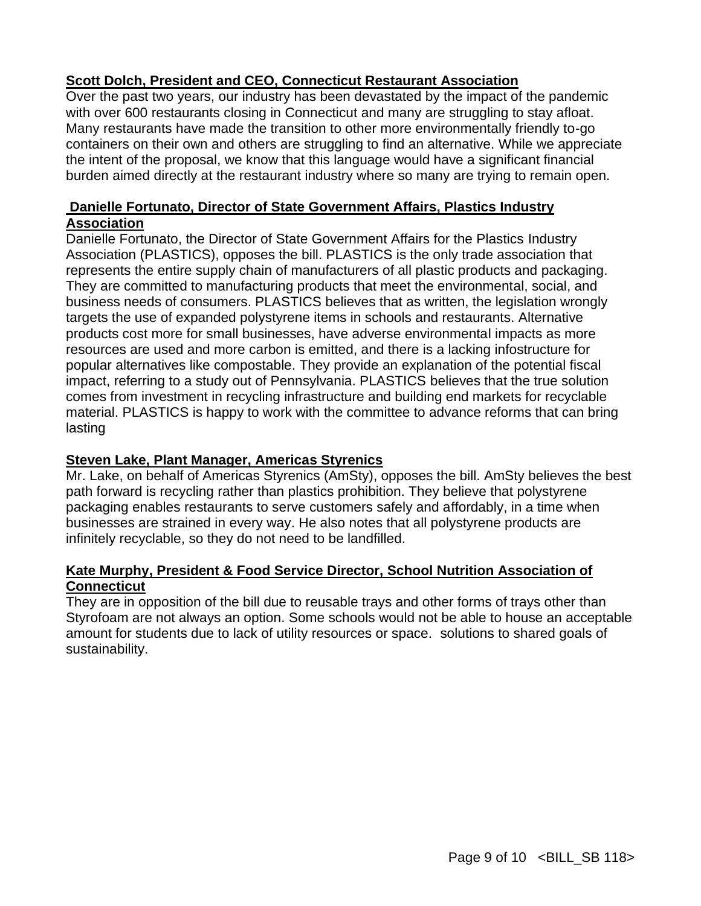**Scott Dolch, President and CEO, Connecticut Restaurant Association**

Over the past two years, our industry has been devastated by the impact of the pandemic with over 600 restaurants closing in Connecticut and many are struggling to stay afloat. Many restaurants have made the transition to other more environmentally friendly to-go containers on their own and others are struggling to find an alternative. While we appreciate the intent of the proposal, we know that this language would have a significant financial burden aimed directly at the restaurant industry where so many are trying to remain open.

**Danielle Fortunato, Director of State Government Affairs, Plastics Industry Association**

Danielle Fortunato, the Director of State Government Affairs for the Plastics Industry Association (PLASTICS), opposes the bill. PLASTICS is the only trade association that represents the entire supply chain of manufacturers of all plastic products and packaging. They are committed to manufacturing products that meet the environmental, social, and business needs of consumers. PLASTICS believes that as written, the legislation wrongly targets the use of expanded polystyrene items in schools and restaurants. Alternative products cost more for small businesses, have adverse environmental impacts as more resources are used and more carbon is emitted, and there is a lacking infostructure for popular alternatives like compostable. They provide an explanation of the potential fiscal impact, referring to a study out of Pennsylvania. PLASTICS believes that the true solution comes from investment in recycling infrastructure and building end markets for recyclable material. PLASTICS is happy to work with the committee to advance reforms that can bring lasting

**Steven Lake, Plant Manager, Americas Styrenics**

Mr. Lake, on behalf of Americas Styrenics (AmSty), opposes the bill. AmSty believes the best path forward is recycling rather than plastics prohibition. They believe that polystyrene packaging enables restaurants to serve customers safely and affordably, in a time when businesses are strained in every way. He also notes that all polystyrene products are infinitely recyclable, so they do not need to be landfilled.

**Kate Murphy, President & Food Service Director, School Nutrition Association of Connecticut**

They are in opposition of the bill due to reusable trays and other forms of trays other than Styrofoam are not always an option. Some schools would not be able to house an acceptable amount for students due to lack of utility resources or space. solutions to shared goals of sustainability.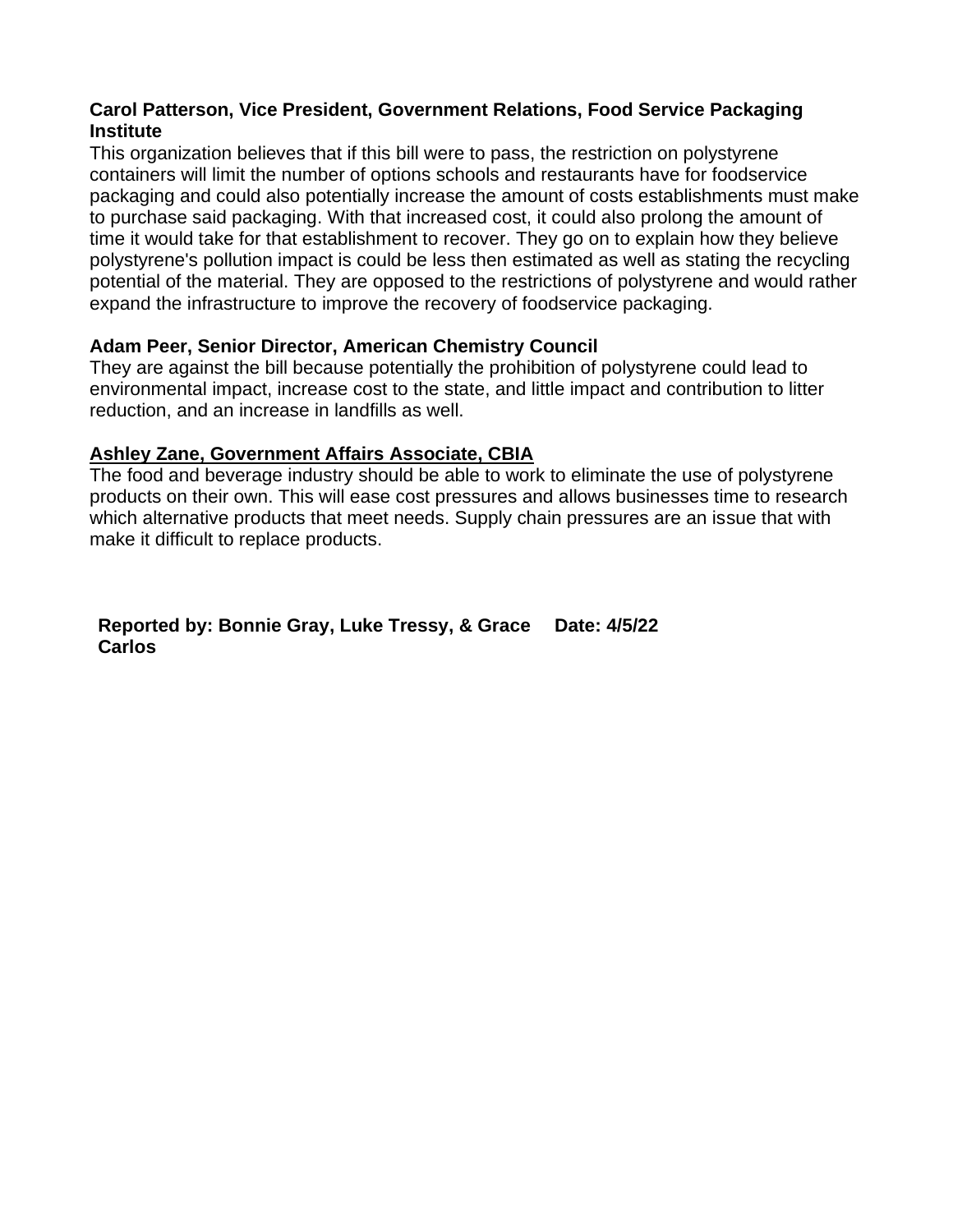**Carol Patterson, Vice President, Government Relations, Food Service Packaging Institute**

This organization believes that if this bill were to pass, the restriction on polystyrene containers will limit the number of options schools and restaurants have for foodservice packaging and could also potentially increase the amount of costs establishments must make to purchase said packaging. With that increased cost, it could also prolong the amount of time it would take for that establishment to recover. They go on to explain how they believe polystyrene's pollution impact is could be less then estimated as well as stating the recycling potential of the material. They are opposed to the restrictions of polystyrene and would rather expand the infrastructure to improve the recovery of foodservice packaging.

**Adam Peer, Senior Director, American Chemistry Council**

They are against the bill because potentially the prohibition of polystyrene could lead to environmental impact, increase cost to the state, and little impact and contribution to litter reduction, and an increase in landfills as well.

**Ashley Zane, Government Affairs Associate, CBIA**

The food and beverage industry should be able to work to eliminate the use of polystyrene products on their own. This will ease cost pressures and allows businesses time to research which alternative products that meet needs. Supply chain pressures are an issue that with make it difficult to replace products.

**Reported by: Bonnie Gray, Luke Tressy, & Grace Carlos** **Date: 4/5/22**